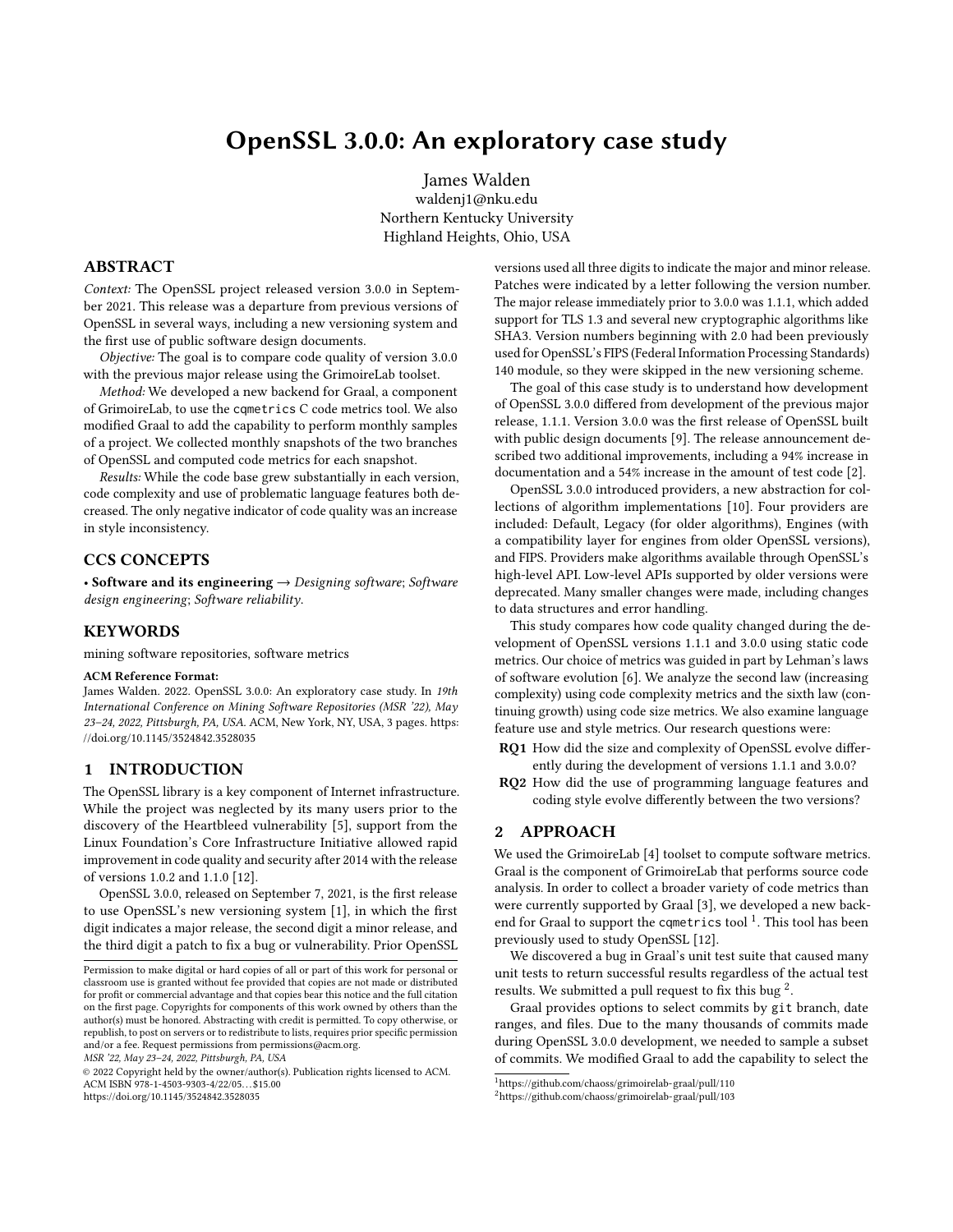# OpenSSL 3.0.0: An exploratory case study

James Walden
waldenj1@nku.edu
Northern Kentucky University
Highland Heights, Ohio, USA

## ABSTRACT

*Context:* The OpenSSL project released version 3.0.0 in September 2021. This release was a departure from previous versions of OpenSSL in several ways, including a new versioning system and the first use of public software design documents.

*Objective:* The goal is to compare code quality of version 3.0.0 with the previous major release using the GrimoireLab toolset.

*Method:* We developed a new backend for Graal, a component of GrimoireLab, to use the `cqmetrics` C code metrics tool. We also modified Graal to add the capability to perform monthly samples of a project. We collected monthly snapshots of the two branches of OpenSSL and computed code metrics for each snapshot.

*Results:* While the code base grew substantially in each version, code complexity and use of problematic language features both decreased. The only negative indicator of code quality was an increase in style inconsistency.

## CCS CONCEPTS

• **Software and its engineering** → *Designing software*; *Software design engineering*; *Software reliability*.

## KEYWORDS

mining software repositories, software metrics

**ACM Reference Format:**
James Walden. 2022. OpenSSL 3.0.0: An exploratory case study. In *19th International Conference on Mining Software Repositories (MSR '22), May 23–24, 2022, Pittsburgh, PA, USA.* ACM, New York, NY, USA, 3 pages. https://doi.org/10.1145/3524842.3528035

Permission to make digital or hard copies of all or part of this work for personal or classroom use is granted without fee provided that copies are not made or distributed for profit or commercial advantage and that copies bear this notice and the full citation on the first page. Copyrights for components of this work owned by others than the author(s) must be honored. Abstracting with credit is permitted. To copy otherwise, or republish, to post on servers or to redistribute to lists, requires prior specific permission and/or a fee. Request permissions from permissions@acm.org.
*MSR '22, May 23–24, 2022, Pittsburgh, PA, USA*
© 2022 Copyright held by the owner/author(s). Publication rights licensed to ACM.
ACM ISBN 978-1-4503-9303-4/22/05…$15.00
https://doi.org/10.1145/3524842.3528035

## 1 INTRODUCTION

The OpenSSL library is a key component of Internet infrastructure. While the project was neglected by its many users prior to the discovery of the Heartbleed vulnerability [5], support from the Linux Foundation's Core Infrastructure Initiative allowed rapid improvement in code quality and security after 2014 with the release of versions 1.0.2 and 1.1.0 [12].

OpenSSL 3.0.0, released on September 7, 2021, is the first release to use OpenSSL's new versioning system [1], in which the first digit indicates a major release, the second digit a minor release, and the third digit a patch to fix a bug or vulnerability. Prior OpenSSL versions used all three digits to indicate the major and minor release. Patches were indicated by a letter following the version number. The major release immediately prior to 3.0.0 was 1.1.1, which added support for TLS 1.3 and several new cryptographic algorithms like SHA3. Version numbers beginning with 2.0 had been previously used for OpenSSL's FIPS (Federal Information Processing Standards) 140 module, so they were skipped in the new versioning scheme.

The goal of this case study is to understand how development of OpenSSL 3.0.0 differed from development of the previous major release, 1.1.1. Version 3.0.0 was the first release of OpenSSL built with public design documents [9]. The release announcement described two additional improvements, including a 94% increase in documentation and a 54% increase in the amount of test code [2].

OpenSSL 3.0.0 introduced providers, a new abstraction for collections of algorithm implementations [10]. Four providers are included: Default, Legacy (for older algorithms), Engines (with a compatibility layer for engines from older OpenSSL versions), and FIPS. Providers make algorithms available through OpenSSL's high-level API. Low-level APIs supported by older versions were deprecated. Many smaller changes were made, including changes to data structures and error handling.

This study compares how code quality changed during the development of OpenSSL versions 1.1.1 and 3.0.0 using static code metrics. Our choice of metrics was guided in part by Lehman's laws of software evolution [6]. We analyze the second law (increasing complexity) using code complexity metrics and the sixth law (continuing growth) using code size metrics. We also examine language feature use and style metrics. Our research questions were:

- **RQ1** How did the size and complexity of OpenSSL evolve differently during the development of versions 1.1.1 and 3.0.0?
- **RQ2** How did the use of programming language features and coding style evolve differently between the two versions?

## 2 APPROACH

We used the GrimoireLab [4] toolset to compute software metrics. Graal is the component of GrimoireLab that performs source code analysis. In order to collect a broader variety of code metrics than were currently supported by Graal [3], we developed a new backend for Graal to support the `cqmetrics` tool [1]. This tool has been previously used to study OpenSSL [12].

We discovered a bug in Graal's unit test suite that caused many unit tests to return successful results regardless of the actual test results. We submitted a pull request to fix this bug [2].

Graal provides options to select commits by `git` branch, date ranges, and files. Due to the many thousands of commits made during OpenSSL 3.0.0 development, we needed to sample a subset of commits. We modified Graal to add the capability to select the

[1] https://github.com/chaoss/grimoirelab-graal/pull/110
[2] https://github.com/chaoss/grimoirelab-graal/pull/103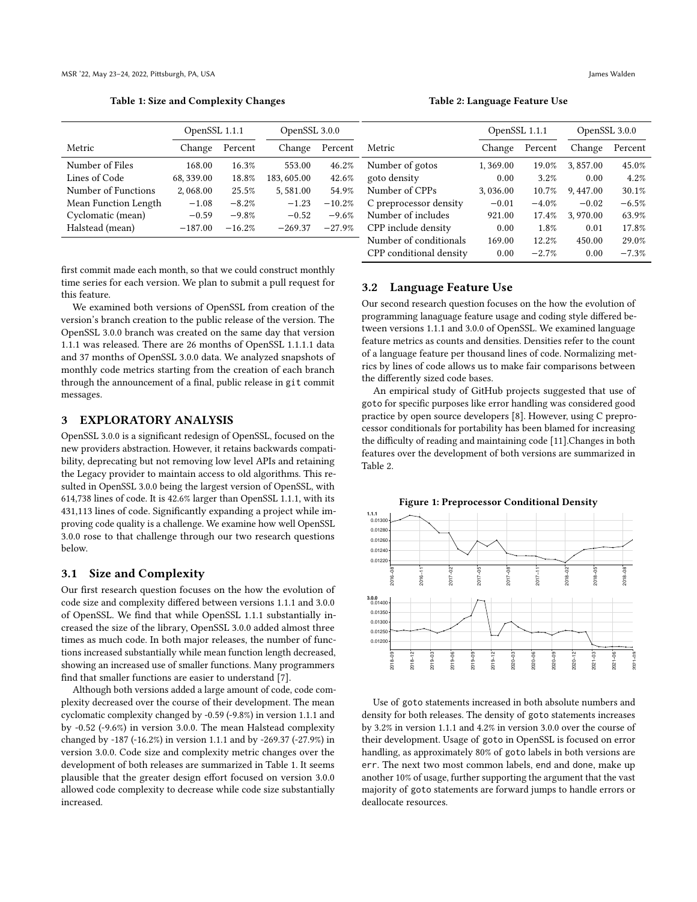**Table 1: Size and Complexity Changes**

| | OpenSSL 1.1.1 | | OpenSSL 3.0.0 | |
|---|---|---|---|---|
| Metric | Change | Percent | Change | Percent |
| Number of Files | 168.00 | 16.3% | 553.00 | 46.2% |
| Lines of Code | 68,339.00 | 18.8% | 183,605.00 | 42.6% |
| Number of Functions | 2,068.00 | 25.5% | 5,581.00 | 54.9% |
| Mean Function Length | −1.08 | −8.2% | −1.23 | −10.2% |
| Cyclomatic (mean) | −0.59 | −9.8% | −0.52 | −9.6% |
| Halstead (mean) | −187.00 | −16.2% | −269.37 | −27.9% |

first commit made each month, so that we could construct monthly time series for each version. We plan to submit a pull request for this feature.

We examined both versions of OpenSSL from creation of the version's branch creation to the public release of the version. The OpenSSL 3.0.0 branch was created on the same day that version 1.1.1 was released. There are 26 months of OpenSSL 1.1.1.1 data and 37 months of OpenSSL 3.0.0 data. We analyzed snapshots of monthly code metrics starting from the creation of each branch through the announcement of a final, public release in git commit messages.

## 3 EXPLORATORY ANALYSIS

OpenSSL 3.0.0 is a significant redesign of OpenSSL, focused on the new providers abstraction. However, it retains backwards compatibility, deprecating but not removing low level APIs and retaining the Legacy provider to maintain access to old algorithms. This resulted in OpenSSL 3.0.0 being the largest version of OpenSSL, with 614,738 lines of code. It is 42.6% larger than OpenSSL 1.1.1, with its 431,113 lines of code. Significantly expanding a project while improving code quality is a challenge. We examine how well OpenSSL 3.0.0 rose to that challenge through our two research questions below.

### 3.1 Size and Complexity

Our first research question focuses on the how the evolution of code size and complexity differed between versions 1.1.1 and 3.0.0 of OpenSSL. We find that while OpenSSL 1.1.1 substantially increased the size of the library, OpenSSL 3.0.0 added almost three times as much code. In both major releases, the number of functions increased substantially while mean function length decreased, showing an increased use of smaller functions. Many programmers find that smaller functions are easier to understand [7].

Although both versions added a large amount of code, code complexity decreased over the course of their development. The mean cyclomatic complexity changed by -0.59 (-9.8%) in version 1.1.1 and by -0.52 (-9.6%) in version 3.0.0. The mean Halstead complexity changed by -187 (-16.2%) in version 1.1.1 and by -269.37 (-27.9%) in version 3.0.0. Code size and complexity metric changes over the development of both releases are summarized in Table 1. It seems plausible that the greater design effort focused on version 3.0.0 allowed code complexity to decrease while code size substantially increased.

**Table 2: Language Feature Use**

| | OpenSSL 1.1.1 | | OpenSSL 3.0.0 | |
|---|---|---|---|---|
| Metric | Change | Percent | Change | Percent |
| Number of gotos | 1,369.00 | 19.0% | 3,857.00 | 45.0% |
| goto density | 0.00 | 3.2% | 0.00 | 4.2% |
| Number of CPPs | 3,036.00 | 10.7% | 9,447.00 | 30.1% |
| C preprocessor density | −0.01 | −4.0% | −0.02 | −6.5% |
| Number of includes | 921.00 | 17.4% | 3,970.00 | 63.9% |
| CPP include density | 0.00 | 1.8% | 0.01 | 17.8% |
| Number of conditionals | 169.00 | 12.2% | 450.00 | 29.0% |
| CPP conditional density | 0.00 | −2.7% | 0.00 | −7.3% |

### 3.2 Language Feature Use

Our second research question focuses on the how the evolution of programming lanaguage feature usage and coding style differed between versions 1.1.1 and 3.0.0 of OpenSSL. We examined language feature metrics as counts and densities. Densities refer to the count of a language feature per thousand lines of code. Normalizing metrics by lines of code allows us to make fair comparisons between the differently sized code bases.

An empirical study of GitHub projects suggested that use of goto for specific purposes like error handling was considered good practice by open source developers [8]. However, using C preprocessor conditionals for portability has been blamed for increasing the difficulty of reading and maintaining code [11].Changes in both features over the development of both versions are summarized in Table 2.

**Figure 1: Preprocessor Conditional Density**

1.1.1
0.01300
0.01280
0.01260
0.01240
0.01220
2016-08
2016-11
2017-02
2017-05
2017-08
2017-11
2018-02
2018-05
2018-08

3.0.0
0.01400
0.01350
0.01300
0.01250
0.01200
2018-09
2018-12
2019-03
2019-06
2019-09
2019-12
2020-03
2020-06
2020-09
2020-12
2021-03
2021-06
2021-09

Use of goto statements increased in both absolute numbers and density for both releases. The density of goto statements increases by 3.2% in version 1.1.1 and 4.2% in version 3.0.0 over the course of their development. Usage of goto in OpenSSL is focused on error handling, as approximately 80% of goto labels in both versions are err. The next two most common labels, end and done, make up another 10% of usage, further supporting the argument that the vast majority of goto statements are forward jumps to handle errors or deallocate resources.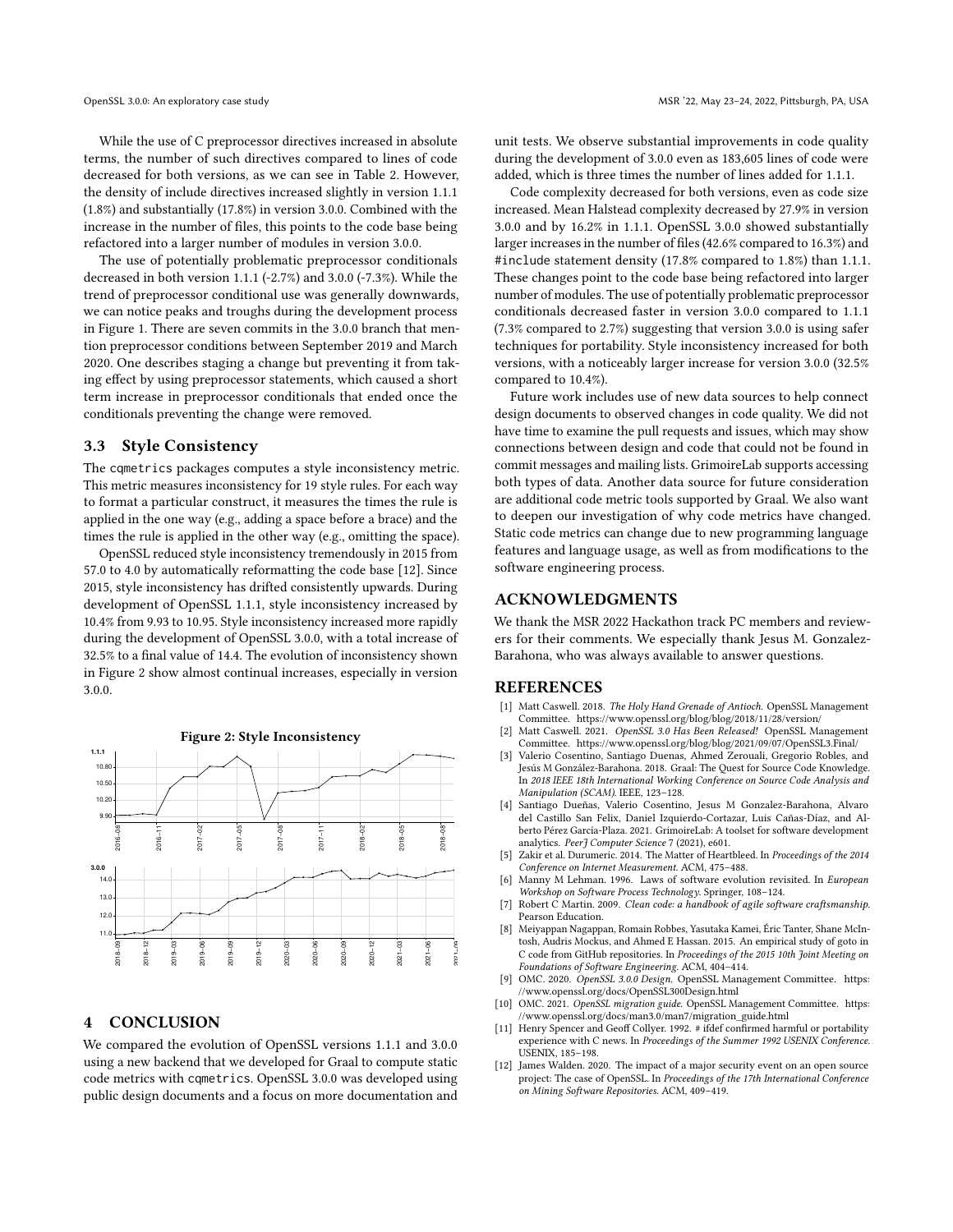While the use of C preprocessor directives increased in absolute terms, the number of such directives compared to lines of code decreased for both versions, as we can see in Table 2. However, the density of include directives increased slightly in version 1.1.1 (1.8%) and substantially (17.8%) in version 3.0.0. Combined with the increase in the number of files, this points to the code base being refactored into a larger number of modules in version 3.0.0.

The use of potentially problematic preprocessor conditionals decreased in both version 1.1.1 (-2.7%) and 3.0.0 (-7.3%). While the trend of preprocessor conditional use was generally downwards, we can notice peaks and troughs during the development process in Figure 1. There are seven commits in the 3.0.0 branch that mention preprocessor conditions between September 2019 and March 2020. One describes staging a change but preventing it from taking effect by using preprocessor statements, which caused a short term increase in preprocessor conditionals that ended once the conditionals preventing the change were removed.

### 3.3 Style Consistency

The cqmetrics packages computes a style inconsistency metric. This metric measures inconsistency for 19 style rules. For each way to format a particular construct, it measures the times the rule is applied in the one way (e.g., adding a space before a brace) and the times the rule is applied in the other way (e.g., omitting the space).

OpenSSL reduced style inconsistency tremendously in 2015 from 57.0 to 4.0 by automatically reformatting the code base [12]. Since 2015, style inconsistency has drifted consistently upwards. During development of OpenSSL 1.1.1, style inconsistency increased by 10.4% from 9.93 to 10.95. Style inconsistency increased more rapidly during the development of OpenSSL 3.0.0, with a total increase of 32.5% to a final value of 14.4. The evolution of inconsistency shown in Figure 2 show almost continual increases, especially in version 3.0.0.

**Figure 2: Style Inconsistency**

1.1.1
10.80
10.50
10.20
9.90
2016-08
2016-11
2017-02
2017-05
2017-08
2017-11
2018-02
2018-05
2018-08

3.0.0
14.0
13.0
12.0
11.0
2018-09
2018-12
2019-03
2019-06
2019-09
2019-12
2020-03
2020-06
2020-09
2020-12
2021-03
2021-06
2021-09

## 4 CONCLUSION

We compared the evolution of OpenSSL versions 1.1.1 and 3.0.0 using a new backend that we developed for Graal to compute static code metrics with cqmetrics. OpenSSL 3.0.0 was developed using public design documents and a focus on more documentation and unit tests. We observe substantial improvements in code quality during the development of 3.0.0 even as 183,605 lines of code were added, which is three times the number of lines added for 1.1.1.

Code complexity decreased for both versions, even as code size increased. Mean Halstead complexity decreased by 27.9% in version 3.0.0 and by 16.2% in 1.1.1. OpenSSL 3.0.0 showed substantially larger increases in the number of files (42.6% compared to 16.3%) and #include statement density (17.8% compared to 1.8%) than 1.1.1. These changes point to the code base being refactored into larger number of modules. The use of potentially problematic preprocessor conditionals decreased faster in version 3.0.0 compared to 1.1.1 (7.3% compared to 2.7%) suggesting that version 3.0.0 is using safer techniques for portability. Style inconsistency increased for both versions, with a noticeably larger increase for version 3.0.0 (32.5% compared to 10.4%).

Future work includes use of new data sources to help connect design documents to observed changes in code quality. We did not have time to examine the pull requests and issues, which may show connections between design and code that could not be found in commit messages and mailing lists. GrimoireLab supports accessing both types of data. Another data source for future consideration are additional code metric tools supported by Graal. We also want to deepen our investigation of why code metrics have changed. Static code metrics can change due to new programming language features and language usage, as well as from modifications to the software engineering process.

## ACKNOWLEDGMENTS

We thank the MSR 2022 Hackathon track PC members and reviewers for their comments. We especially thank Jesus M. Gonzalez-Barahona, who was always available to answer questions.

## REFERENCES

- [1] Matt Caswell. 2018. *The Holy Hand Grenade of Antioch.* OpenSSL Management Committee. https://www.openssl.org/blog/blog/2018/11/28/version/
- [2] Matt Caswell. 2021. *OpenSSL 3.0 Has Been Released!* OpenSSL Management Committee. https://www.openssl.org/blog/blog/2021/09/07/OpenSSL3.Final/
- [3] Valerio Cosentino, Santiago Duenas, Ahmed Zerouali, Gregorio Robles, and Jesús M González-Barahona. 2018. Graal: The Quest for Source Code Knowledge. In *2018 IEEE 18th International Working Conference on Source Code Analysis and Manipulation (SCAM)*. IEEE, 123–128.
- [4] Santiago Dueñas, Valerio Cosentino, Jesus M Gonzalez-Barahona, Alvaro del Castillo San Felix, Daniel Izquierdo-Cortazar, Luis Cañas-Díaz, and Alberto Pérez García-Plaza. 2021. GrimoireLab: A toolset for software development analytics. *PeerJ Computer Science* 7 (2021), e601.
- [5] Zakir et al. Durumeric. 2014. The Matter of Heartbleed. In *Proceedings of the 2014 Conference on Internet Measurement*. ACM, 475–488.
- [6] Manny M Lehman. 1996. Laws of software evolution revisited. In *European Workshop on Software Process Technology*. Springer, 108–124.
- [7] Robert C Martin. 2009. *Clean code: a handbook of agile software craftsmanship.* Pearson Education.
- [8] Meiyappan Nagappan, Romain Robbes, Yasutaka Kamei, Éric Tanter, Shane McIntosh, Audris Mockus, and Ahmed E Hassan. 2015. An empirical study of goto in C code from GitHub repositories. In *Proceedings of the 2015 10th Joint Meeting on Foundations of Software Engineering*. ACM, 404–414.
- [9] OMC. 2020. *OpenSSL 3.0.0 Design.* OpenSSL Management Committee. https://www.openssl.org/docs/OpenSSL300Design.html
- [10] OMC. 2021. *OpenSSL migration guide.* OpenSSL Management Committee. https://www.openssl.org/docs/man3.0/man7/migration_guide.html
- [11] Henry Spencer and Geoff Collyer. 1992. # ifdef confirmed harmful or portability experience with C news. In *Proceedings of the Summer 1992 USENIX Conference*. USENIX, 185–198.
- [12] James Walden. 2020. The impact of a major security event on an open source project: The case of OpenSSL. In *Proceedings of the 17th International Conference on Mining Software Repositories*. ACM, 409–419.